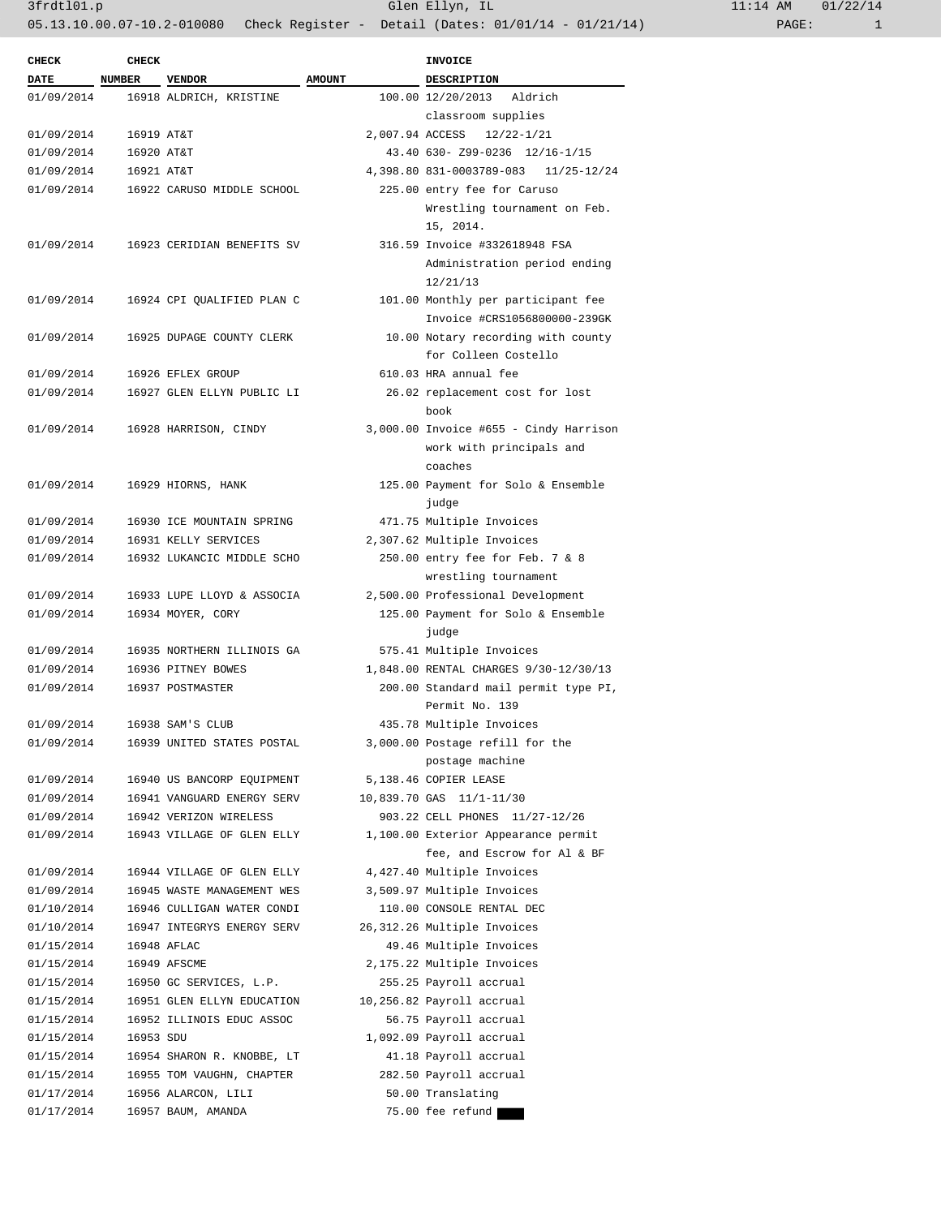05.13.10.00.07-10.2-010080 Check Register - Detail (Dates: 01/01/14 - 01/21/14)

| CHECK DATE | CHECK NUMBER | VENDOR | AMOUNT | INVOICE DESCRIPTION |
|---|---|---|---|---|
| 01/09/2014 | 16918 | ALDRICH, KRISTINE | 100.00 | 12/20/2013 Aldrich classroom supplies |
| 01/09/2014 | 16919 | AT&T | 2,007.94 | ACCESS 12/22-1/21 |
| 01/09/2014 | 16920 | AT&T | 43.40 | 630- Z99-0236 12/16-1/15 |
| 01/09/2014 | 16921 | AT&T | 4,398.80 | 831-0003789-083 11/25-12/24 |
| 01/09/2014 | 16922 | CARUSO MIDDLE SCHOOL | 225.00 | entry fee for Caruso Wrestling tournament on Feb. 15, 2014. |
| 01/09/2014 | 16923 | CERIDIAN BENEFITS SV | 316.59 | Invoice #332618948 FSA Administration period ending 12/21/13 |
| 01/09/2014 | 16924 | CPI QUALIFIED PLAN C | 101.00 | Monthly per participant fee Invoice #CRS1056800000-239GK |
| 01/09/2014 | 16925 | DUPAGE COUNTY CLERK | 10.00 | Notary recording with county for Colleen Costello |
| 01/09/2014 | 16926 | EFLEX GROUP | 610.03 | HRA annual fee |
| 01/09/2014 | 16927 | GLEN ELLYN PUBLIC LI | 26.02 | replacement cost for lost book |
| 01/09/2014 | 16928 | HARRISON, CINDY | 3,000.00 | Invoice #655 - Cindy Harrison work with principals and coaches |
| 01/09/2014 | 16929 | HIORNS, HANK | 125.00 | Payment for Solo & Ensemble judge |
| 01/09/2014 | 16930 | ICE MOUNTAIN SPRING | 471.75 | Multiple Invoices |
| 01/09/2014 | 16931 | KELLY SERVICES | 2,307.62 | Multiple Invoices |
| 01/09/2014 | 16932 | LUKANCIC MIDDLE SCHO | 250.00 | entry fee for Feb. 7 & 8 wrestling tournament |
| 01/09/2014 | 16933 | LUPE LLOYD & ASSOCIA | 2,500.00 | Professional Development |
| 01/09/2014 | 16934 | MOYER, CORY | 125.00 | Payment for Solo & Ensemble judge |
| 01/09/2014 | 16935 | NORTHERN ILLINOIS GA | 575.41 | Multiple Invoices |
| 01/09/2014 | 16936 | PITNEY BOWES | 1,848.00 | RENTAL CHARGES 9/30-12/30/13 |
| 01/09/2014 | 16937 | POSTMASTER | 200.00 | Standard mail permit type PI, Permit No. 139 |
| 01/09/2014 | 16938 | SAM'S CLUB | 435.78 | Multiple Invoices |
| 01/09/2014 | 16939 | UNITED STATES POSTAL | 3,000.00 | Postage refill for the postage machine |
| 01/09/2014 | 16940 | US BANCORP EQUIPMENT | 5,138.46 | COPIER LEASE |
| 01/09/2014 | 16941 | VANGUARD ENERGY SERV | 10,839.70 | GAS 11/1-11/30 |
| 01/09/2014 | 16942 | VERIZON WIRELESS | 903.22 | CELL PHONES 11/27-12/26 |
| 01/09/2014 | 16943 | VILLAGE OF GLEN ELLY | 1,100.00 | Exterior Appearance permit fee, and Escrow for Al & BF |
| 01/09/2014 | 16944 | VILLAGE OF GLEN ELLY | 4,427.40 | Multiple Invoices |
| 01/09/2014 | 16945 | WASTE MANAGEMENT WES | 3,509.97 | Multiple Invoices |
| 01/10/2014 | 16946 | CULLIGAN WATER CONDI | 110.00 | CONSOLE RENTAL DEC |
| 01/10/2014 | 16947 | INTEGRYS ENERGY SERV | 26,312.26 | Multiple Invoices |
| 01/15/2014 | 16948 | AFLAC | 49.46 | Multiple Invoices |
| 01/15/2014 | 16949 | AFSCME | 2,175.22 | Multiple Invoices |
| 01/15/2014 | 16950 | GC SERVICES, L.P. | 255.25 | Payroll accrual |
| 01/15/2014 | 16951 | GLEN ELLYN EDUCATION | 10,256.82 | Payroll accrual |
| 01/15/2014 | 16952 | ILLINOIS EDUC ASSOC | 56.75 | Payroll accrual |
| 01/15/2014 | 16953 | SDU | 1,092.09 | Payroll accrual |
| 01/15/2014 | 16954 | SHARON R. KNOBBE, LT | 41.18 | Payroll accrual |
| 01/15/2014 | 16955 | TOM VAUGHN, CHAPTER | 282.50 | Payroll accrual |
| 01/17/2014 | 16956 | ALARCON, LILI | 50.00 | Translating |
| 01/17/2014 | 16957 | BAUM, AMANDA | 75.00 | fee refund |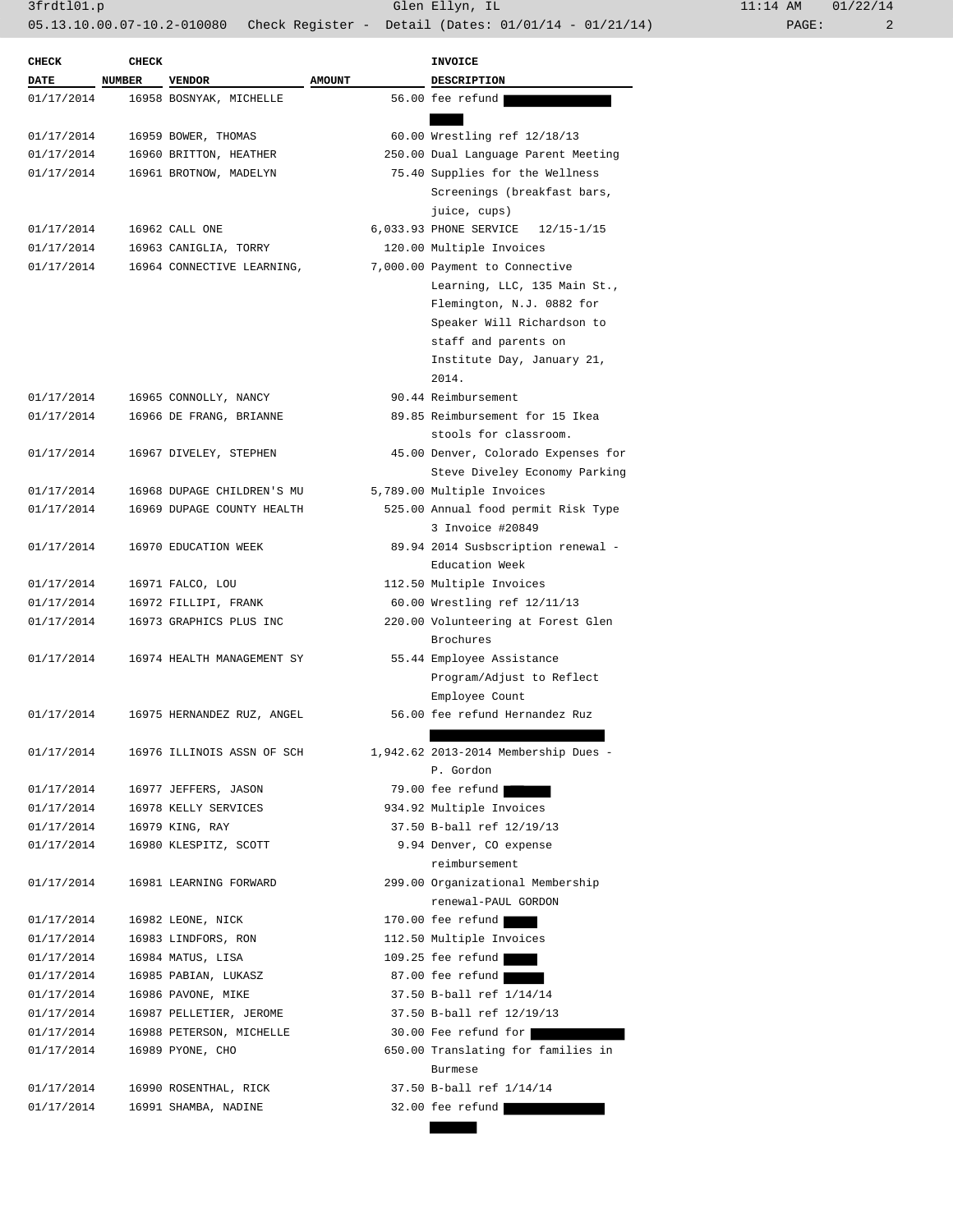| CHECK DATE | CHECK NUMBER | VENDOR | AMOUNT | INVOICE DESCRIPTION |
|---|---|---|---|---|
| 01/17/2014 | 16958 | BOSNYAK, MICHELLE | 56.00 | fee refund |
| 01/17/2014 | 16959 | BOWER, THOMAS | 60.00 | Wrestling ref 12/18/13 |
| 01/17/2014 | 16960 | BRITTON, HEATHER | 250.00 | Dual Language Parent Meeting |
| 01/17/2014 | 16961 | BROTNOW, MADELYN | 75.40 | Supplies for the Wellness Screenings (breakfast bars, juice, cups) |
| 01/17/2014 | 16962 | CALL ONE | 6,033.93 | PHONE SERVICE 12/15-1/15 |
| 01/17/2014 | 16963 | CANIGLIA, TORRY | 120.00 | Multiple Invoices |
| 01/17/2014 | 16964 | CONNECTIVE LEARNING, | 7,000.00 | Payment to Connective Learning, LLC, 135 Main St., Flemington, N.J. 0882 for Speaker Will Richardson to staff and parents on Institute Day, January 21, 2014. |
| 01/17/2014 | 16965 | CONNOLLY, NANCY | 90.44 | Reimbursement |
| 01/17/2014 | 16966 | DE FRANG, BRIANNE | 89.85 | Reimbursement for 15 Ikea stools for classroom. |
| 01/17/2014 | 16967 | DIVELEY, STEPHEN | 45.00 | Denver, Colorado Expenses for Steve Diveley Economy Parking |
| 01/17/2014 | 16968 | DUPAGE CHILDREN'S MU | 5,789.00 | Multiple Invoices |
| 01/17/2014 | 16969 | DUPAGE COUNTY HEALTH | 525.00 | Annual food permit Risk Type 3 Invoice #20849 |
| 01/17/2014 | 16970 | EDUCATION WEEK | 89.94 | 2014 Susbscription renewal - Education Week |
| 01/17/2014 | 16971 | FALCO, LOU | 112.50 | Multiple Invoices |
| 01/17/2014 | 16972 | FILLIPI, FRANK | 60.00 | Wrestling ref 12/11/13 |
| 01/17/2014 | 16973 | GRAPHICS PLUS INC | 220.00 | Volunteering at Forest Glen Brochures |
| 01/17/2014 | 16974 | HEALTH MANAGEMENT SY | 55.44 | Employee Assistance Program/Adjust to Reflect Employee Count |
| 01/17/2014 | 16975 | HERNANDEZ RUZ, ANGEL | 56.00 | fee refund Hernandez Ruz |
| 01/17/2014 | 16976 | ILLINOIS ASSN OF SCH | 1,942.62 | 2013-2014 Membership Dues - P. Gordon |
| 01/17/2014 | 16977 | JEFFERS, JASON | 79.00 | fee refund |
| 01/17/2014 | 16978 | KELLY SERVICES | 934.92 | Multiple Invoices |
| 01/17/2014 | 16979 | KING, RAY | 37.50 | B-ball ref 12/19/13 |
| 01/17/2014 | 16980 | KLESPITZ, SCOTT | 9.94 | Denver, CO expense reimbursement |
| 01/17/2014 | 16981 | LEARNING FORWARD | 299.00 | Organizational Membership renewal-PAUL GORDON |
| 01/17/2014 | 16982 | LEONE, NICK | 170.00 | fee refund |
| 01/17/2014 | 16983 | LINDFORS, RON | 112.50 | Multiple Invoices |
| 01/17/2014 | 16984 | MATUS, LISA | 109.25 | fee refund |
| 01/17/2014 | 16985 | PABIAN, LUKASZ | 87.00 | fee refund |
| 01/17/2014 | 16986 | PAVONE, MIKE | 37.50 | B-ball ref 1/14/14 |
| 01/17/2014 | 16987 | PELLETIER, JEROME | 37.50 | B-ball ref 12/19/13 |
| 01/17/2014 | 16988 | PETERSON, MICHELLE | 30.00 | Fee refund for |
| 01/17/2014 | 16989 | PYONE, CHO | 650.00 | Translating for families in Burmese |
| 01/17/2014 | 16990 | ROSENTHAL, RICK | 37.50 | B-ball ref 1/14/14 |
| 01/17/2014 | 16991 | SHAMBA, NADINE | 32.00 | fee refund |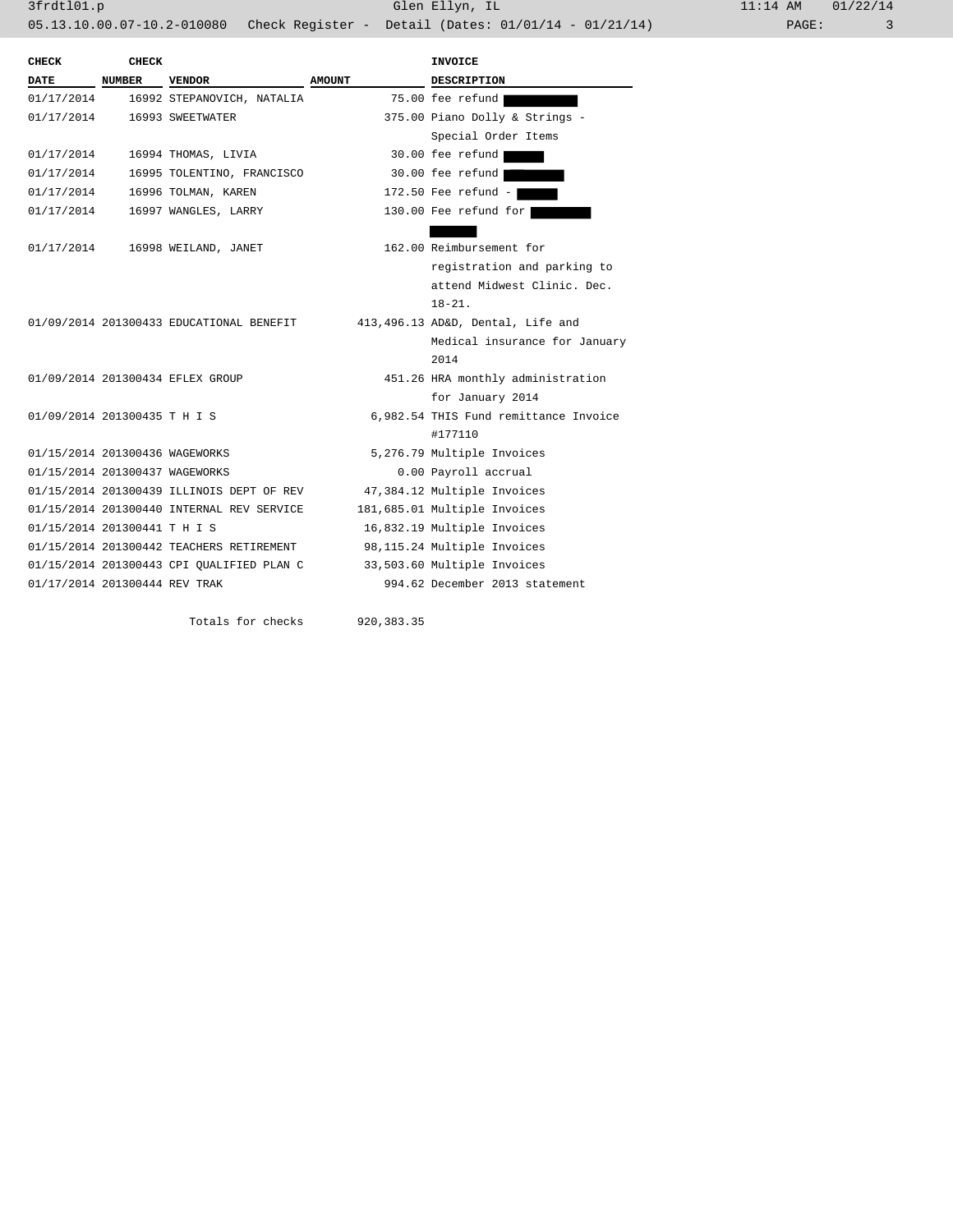| CHECK DATE | CHECK NUMBER | VENDOR | AMOUNT | INVOICE DESCRIPTION |
|---|---|---|---|---|
| 01/17/2014 | 16992 | STEPANOVICH, NATALIA | 75.00 | fee refund |
| 01/17/2014 | 16993 | SWEETWATER | 375.00 | Piano Dolly & Strings - Special Order Items |
| 01/17/2014 | 16994 | THOMAS, LIVIA | 30.00 | fee refund |
| 01/17/2014 | 16995 | TOLENTINO, FRANCISCO | 30.00 | fee refund |
| 01/17/2014 | 16996 | TOLMAN, KAREN | 172.50 | Fee refund - |
| 01/17/2014 | 16997 | WANGLES, LARRY | 130.00 | Fee refund for |
| 01/17/2014 | 16998 | WEILAND, JANET | 162.00 | Reimbursement for registration and parking to attend Midwest Clinic. Dec. 18-21. |
| 01/09/2014 | 201300433 | EDUCATIONAL BENEFIT | 413,496.13 | AD&D, Dental, Life and Medical insurance for January 2014 |
| 01/09/2014 | 201300434 | EFLEX GROUP | 451.26 | HRA monthly administration for January 2014 |
| 01/09/2014 | 201300435 | T H I S | 6,982.54 | THIS Fund remittance Invoice #177110 |
| 01/15/2014 | 201300436 | WAGEWORKS | 5,276.79 | Multiple Invoices |
| 01/15/2014 | 201300437 | WAGEWORKS | 0.00 | Payroll accrual |
| 01/15/2014 | 201300439 | ILLINOIS DEPT OF REV | 47,384.12 | Multiple Invoices |
| 01/15/2014 | 201300440 | INTERNAL REV SERVICE | 181,685.01 | Multiple Invoices |
| 01/15/2014 | 201300441 | T H I S | 16,832.19 | Multiple Invoices |
| 01/15/2014 | 201300442 | TEACHERS RETIREMENT | 98,115.24 | Multiple Invoices |
| 01/15/2014 | 201300443 | CPI QUALIFIED PLAN C | 33,503.60 | Multiple Invoices |
| 01/17/2014 | 201300444 | REV TRAK | 994.62 | December 2013 statement |
| | | Totals for checks | 920,383.35 | |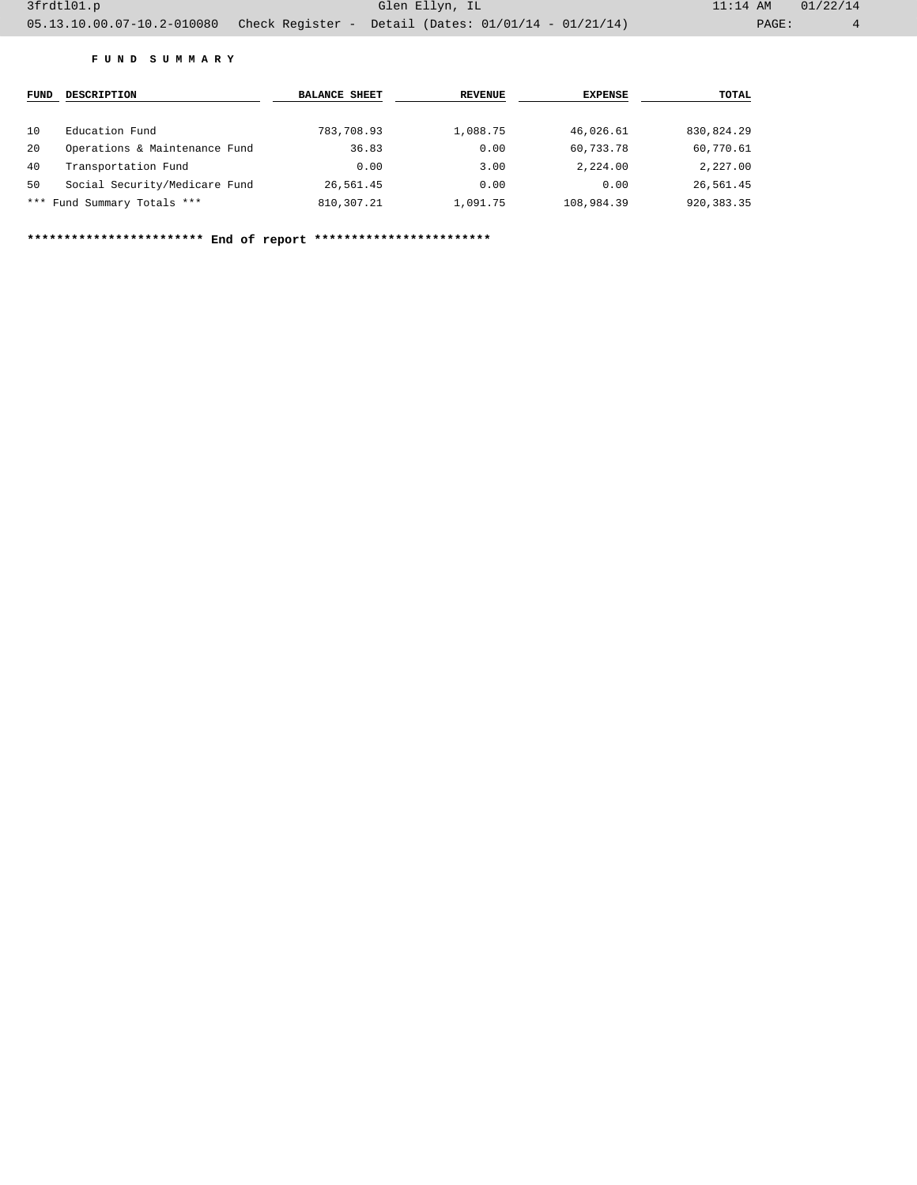**F U N D  S U M M A R Y**

| FUND | DESCRIPTION | BALANCE SHEET | REVENUE | EXPENSE | TOTAL |
|---|---|---|---|---|---|
| 10 | Education Fund | 783,708.93 | 1,088.75 | 46,026.61 | 830,824.29 |
| 20 | Operations & Maintenance Fund | 36.83 | 0.00 | 60,733.78 | 60,770.61 |
| 40 | Transportation Fund | 0.00 | 3.00 | 2,224.00 | 2,227.00 |
| 50 | Social Security/Medicare Fund | 26,561.45 | 0.00 | 0.00 | 26,561.45 |
| *** Fund Summary Totals *** | | 810,307.21 | 1,091.75 | 108,984.39 | 920,383.35 |

************************ **End of report** ************************